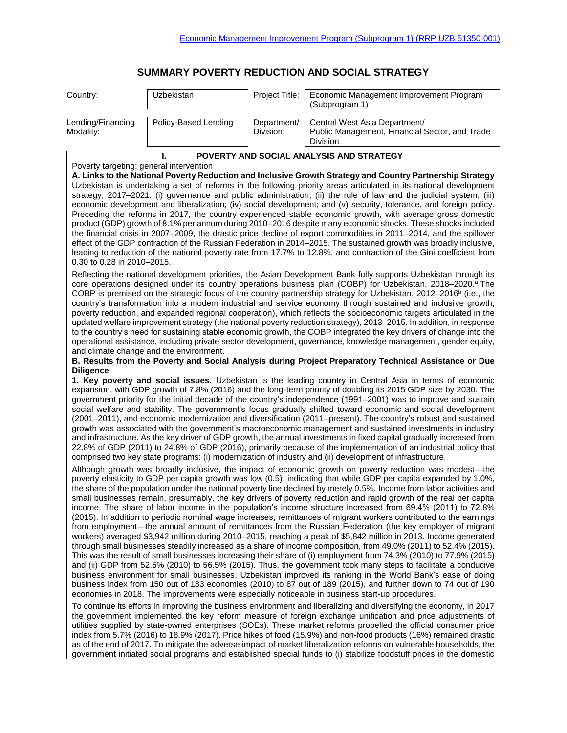Economic Management Improvement Program (Subprogram 1) (RRP UZB 51350-001)

# SUMMARY POVERTY REDUCTION AND SOCIAL STRATEGY

| Country: | Uzbekistan | Project Title: | Economic Management Improvement Program (Subprogram 1) |
|---|---|---|---|
| Lending/Financing Modality: | Policy-Based Lending | Department/ Division: | Central West Asia Department/ Public Management, Financial Sector, and Trade Division |

## I. POVERTY AND SOCIAL ANALYSIS AND STRATEGY

Poverty targeting: general intervention

**A. Links to the National Poverty Reduction and Inclusive Growth Strategy and Country Partnership Strategy**

Uzbekistan is undertaking a set of reforms in the following priority areas articulated in its national development strategy, 2017–2021: (i) governance and public administration; (ii) the rule of law and the judicial system; (iii) economic development and liberalization; (iv) social development; and (v) security, tolerance, and foreign policy. Preceding the reforms in 2017, the country experienced stable economic growth, with average gross domestic product (GDP) growth of 8.1% per annum during 2010–2016 despite many economic shocks. These shocks included the financial crisis in 2007–2009, the drastic price decline of export commodities in 2011–2014, and the spillover effect of the GDP contraction of the Russian Federation in 2014–2015. The sustained growth was broadly inclusive, leading to reduction of the national poverty rate from 17.7% to 12.8%, and contraction of the Gini coefficient from 0.30 to 0.28 in 2010–2015.

Reflecting the national development priorities, the Asian Development Bank fully supports Uzbekistan through its core operations designed under its country operations business plan (COBP) for Uzbekistan, 2018–2020.[a] The COBP is premised on the strategic focus of the country partnership strategy for Uzbekistan, 2012–2016[b] (i.e., the country's transformation into a modern industrial and service economy through sustained and inclusive growth, poverty reduction, and expanded regional cooperation), which reflects the socioeconomic targets articulated in the updated welfare improvement strategy (the national poverty reduction strategy), 2013–2015. In addition, in response to the country's need for sustaining stable economic growth, the COBP integrated the key drivers of change into the operational assistance, including private sector development, governance, knowledge management, gender equity, and climate change and the environment.

**B. Results from the Poverty and Social Analysis during Project Preparatory Technical Assistance or Due Diligence**

**1. Key poverty and social issues.** Uzbekistan is the leading country in Central Asia in terms of economic expansion, with GDP growth of 7.8% (2016) and the long-term priority of doubling its 2015 GDP size by 2030. The government priority for the initial decade of the country's independence (1991–2001) was to improve and sustain social welfare and stability. The government's focus gradually shifted toward economic and social development (2001–2011), and economic modernization and diversification (2011–present). The country's robust and sustained growth was associated with the government's macroeconomic management and sustained investments in industry and infrastructure. As the key driver of GDP growth, the annual investments in fixed capital gradually increased from 22.8% of GDP (2011) to 24.8% of GDP (2016), primarily because of the implementation of an industrial policy that comprised two key state programs: (i) modernization of industry and (ii) development of infrastructure.

Although growth was broadly inclusive, the impact of economic growth on poverty reduction was modest—the poverty elasticity to GDP per capita growth was low (0.5), indicating that while GDP per capita expanded by 1.0%, the share of the population under the national poverty line declined by merely 0.5%. Income from labor activities and small businesses remain, presumably, the key drivers of poverty reduction and rapid growth of the real per capita income. The share of labor income in the population's income structure increased from 69.4% (2011) to 72.8% (2015). In addition to periodic nominal wage increases, remittances of migrant workers contributed to the earnings from employment—the annual amount of remittances from the Russian Federation (the key employer of migrant workers) averaged $3,942 million during 2010–2015, reaching a peak of $5,842 million in 2013. Income generated through small businesses steadily increased as a share of income composition, from 49.0% (2011) to 52.4% (2015). This was the result of small businesses increasing their share of (i) employment from 74.3% (2010) to 77.9% (2015) and (ii) GDP from 52.5% (2010) to 56.5% (2015). Thus, the government took many steps to facilitate a conducive business environment for small businesses. Uzbekistan improved its ranking in the World Bank's ease of doing business index from 150 out of 183 economies (2010) to 87 out of 189 (2015), and further down to 74 out of 190 economies in 2018. The improvements were especially noticeable in business start-up procedures.

To continue its efforts in improving the business environment and liberalizing and diversifying the economy, in 2017 the government implemented the key reform measure of foreign exchange unification and price adjustments of utilities supplied by state-owned enterprises (SOEs). These market reforms propelled the official consumer price index from 5.7% (2016) to 18.9% (2017). Price hikes of food (15.9%) and non-food products (16%) remained drastic as of the end of 2017. To mitigate the adverse impact of market liberalization reforms on vulnerable households, the government initiated social programs and established special funds to (i) stabilize foodstuff prices in the domestic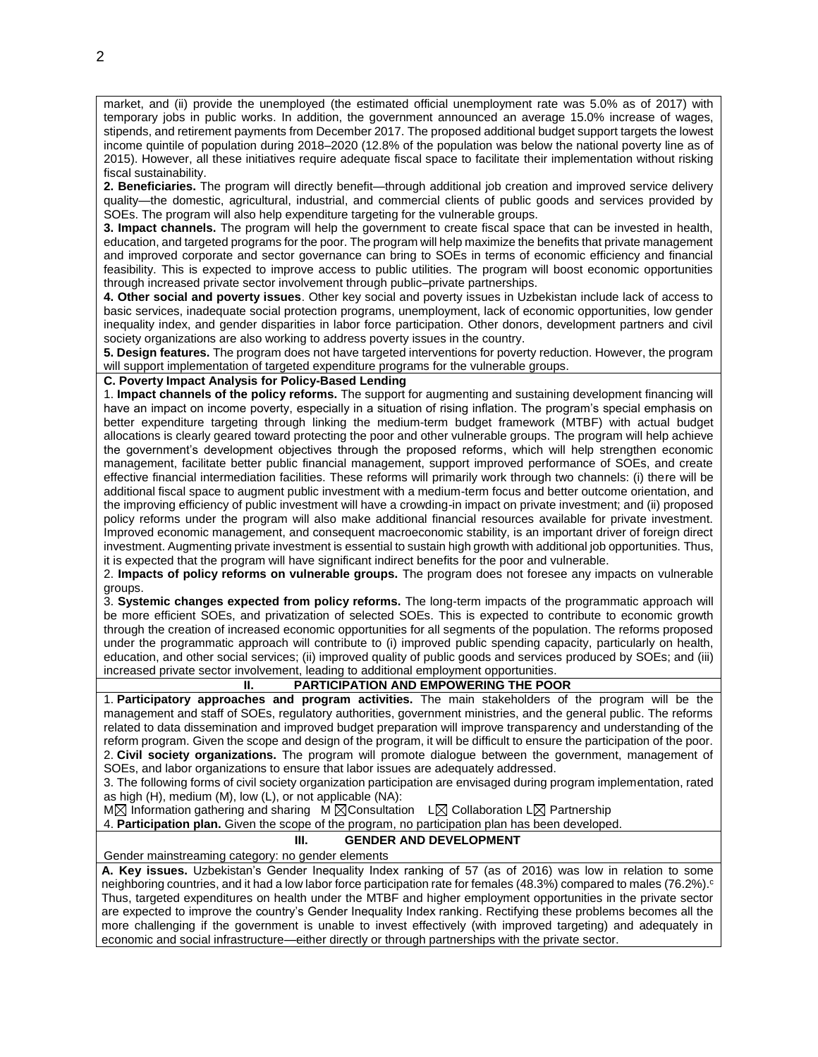market, and (ii) provide the unemployed (the estimated official unemployment rate was 5.0% as of 2017) with temporary jobs in public works. In addition, the government announced an average 15.0% increase of wages, stipends, and retirement payments from December 2017. The proposed additional budget support targets the lowest income quintile of population during 2018–2020 (12.8% of the population was below the national poverty line as of 2015). However, all these initiatives require adequate fiscal space to facilitate their implementation without risking fiscal sustainability.

**2. Beneficiaries.** The program will directly benefit—through additional job creation and improved service delivery quality—the domestic, agricultural, industrial, and commercial clients of public goods and services provided by SOEs. The program will also help expenditure targeting for the vulnerable groups.

**3. Impact channels.** The program will help the government to create fiscal space that can be invested in health, education, and targeted programs for the poor. The program will help maximize the benefits that private management and improved corporate and sector governance can bring to SOEs in terms of economic efficiency and financial feasibility. This is expected to improve access to public utilities. The program will boost economic opportunities through increased private sector involvement through public–private partnerships.

**4. Other social and poverty issues**. Other key social and poverty issues in Uzbekistan include lack of access to basic services, inadequate social protection programs, unemployment, lack of economic opportunities, low gender inequality index, and gender disparities in labor force participation. Other donors, development partners and civil society organizations are also working to address poverty issues in the country.

**5. Design features.** The program does not have targeted interventions for poverty reduction. However, the program will support implementation of targeted expenditure programs for the vulnerable groups.

**C. Poverty Impact Analysis for Policy-Based Lending**

1. **Impact channels of the policy reforms.** The support for augmenting and sustaining development financing will have an impact on income poverty, especially in a situation of rising inflation. The program's special emphasis on better expenditure targeting through linking the medium-term budget framework (MTBF) with actual budget allocations is clearly geared toward protecting the poor and other vulnerable groups. The program will help achieve the government's development objectives through the proposed reforms, which will help strengthen economic management, facilitate better public financial management, support improved performance of SOEs, and create effective financial intermediation facilities. These reforms will primarily work through two channels: (i) there will be additional fiscal space to augment public investment with a medium-term focus and better outcome orientation, and the improving efficiency of public investment will have a crowding-in impact on private investment; and (ii) proposed policy reforms under the program will also make additional financial resources available for private investment. Improved economic management, and consequent macroeconomic stability, is an important driver of foreign direct investment. Augmenting private investment is essential to sustain high growth with additional job opportunities. Thus, it is expected that the program will have significant indirect benefits for the poor and vulnerable.

2. **Impacts of policy reforms on vulnerable groups.** The program does not foresee any impacts on vulnerable groups.

3. **Systemic changes expected from policy reforms.** The long-term impacts of the programmatic approach will be more efficient SOEs, and privatization of selected SOEs. This is expected to contribute to economic growth through the creation of increased economic opportunities for all segments of the population. The reforms proposed under the programmatic approach will contribute to (i) improved public spending capacity, particularly on health, education, and other social services; (ii) improved quality of public goods and services produced by SOEs; and (iii) increased private sector involvement, leading to additional employment opportunities.

## II. PARTICIPATION AND EMPOWERING THE POOR

1. **Participatory approaches and program activities.** The main stakeholders of the program will be the management and staff of SOEs, regulatory authorities, government ministries, and the general public. The reforms related to data dissemination and improved budget preparation will improve transparency and understanding of the reform program. Given the scope and design of the program, it will be difficult to ensure the participation of the poor.

2. **Civil society organizations.** The program will promote dialogue between the government, management of SOEs, and labor organizations to ensure that labor issues are adequately addressed.

3. The following forms of civil society organization participation are envisaged during program implementation, rated as high (H), medium (M), low (L), or not applicable (NA):

M☒ Information gathering and sharing M ☒Consultation L☒ Collaboration L☒ Partnership

4. **Participation plan.** Given the scope of the program, no participation plan has been developed.

## III. GENDER AND DEVELOPMENT

Gender mainstreaming category: no gender elements

**A. Key issues.** Uzbekistan's Gender Inequality Index ranking of 57 (as of 2016) was low in relation to some neighboring countries, and it had a low labor force participation rate for females (48.3%) compared to males (76.2%).[c] Thus, targeted expenditures on health under the MTBF and higher employment opportunities in the private sector are expected to improve the country's Gender Inequality Index ranking. Rectifying these problems becomes all the more challenging if the government is unable to invest effectively (with improved targeting) and adequately in economic and social infrastructure—either directly or through partnerships with the private sector.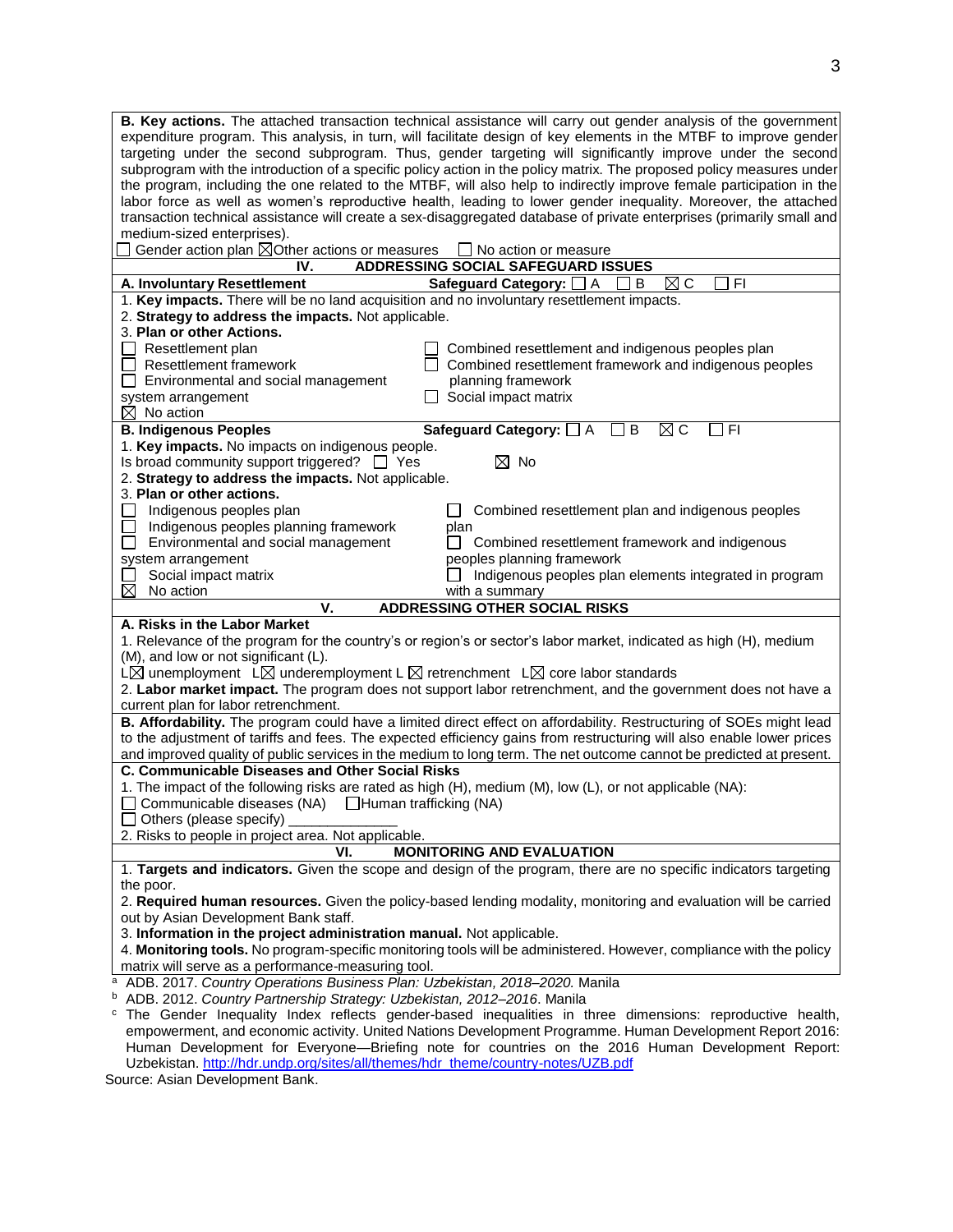**B. Key actions.** The attached transaction technical assistance will carry out gender analysis of the government expenditure program. This analysis, in turn, will facilitate design of key elements in the MTBF to improve gender targeting under the second subprogram. Thus, gender targeting will significantly improve under the second subprogram with the introduction of a specific policy action in the policy matrix. The proposed policy measures under the program, including the one related to the MTBF, will also help to indirectly improve female participation in the labor force as well as women's reproductive health, leading to lower gender inequality. Moreover, the attached transaction technical assistance will create a sex-disaggregated database of private enterprises (primarily small and medium-sized enterprises).

☐ Gender action plan ☒ Other actions or measures ☐ No action or measure

## IV. ADDRESSING SOCIAL SAFEGUARD ISSUES

**A. Involuntary Resettlement** **Safeguard Category:** ☐ A ☐ B ☒ C ☐ FI

1. **Key impacts.** There will be no land acquisition and no involuntary resettlement impacts.
2. **Strategy to address the impacts.** Not applicable.
3. **Plan or other Actions.**

☐ Resettlement plan
☐ Resettlement framework
☐ Environmental and social management system arrangement
☒ No action
☐ Combined resettlement and indigenous peoples plan
☐ Combined resettlement framework and indigenous peoples planning framework
☐ Social impact matrix

**B. Indigenous Peoples** **Safeguard Category:** ☐ A ☐ B ☒ C ☐ FI

1. **Key impacts.** No impacts on indigenous people.
Is broad community support triggered? ☐ Yes ☒ No
2. **Strategy to address the impacts.** Not applicable.
3. **Plan or other actions.**

☐ Indigenous peoples plan
☐ Indigenous peoples planning framework
☐ Environmental and social management system arrangement
☐ Social impact matrix
☒ No action
☐ Combined resettlement plan and indigenous peoples plan
☐ Combined resettlement framework and indigenous peoples planning framework
☐ Indigenous peoples plan elements integrated in program with a summary

## V. ADDRESSING OTHER SOCIAL RISKS

**A. Risks in the Labor Market**

1. Relevance of the program for the country's or region's or sector's labor market, indicated as high (H), medium (M), and low or not significant (L).
L☒ unemployment L☒ underemployment L ☒ retrenchment L☒ core labor standards
2. **Labor market impact.** The program does not support labor retrenchment, and the government does not have a current plan for labor retrenchment.

**B. Affordability.** The program could have a limited direct effect on affordability. Restructuring of SOEs might lead to the adjustment of tariffs and fees. The expected efficiency gains from restructuring will also enable lower prices and improved quality of public services in the medium to long term. The net outcome cannot be predicted at present.

**C. Communicable Diseases and Other Social Risks**

1. The impact of the following risks are rated as high (H), medium (M), low (L), or not applicable (NA):
☐ Communicable diseases (NA) ☐ Human trafficking (NA)
☐ Others (please specify) ______________
2. Risks to people in project area. Not applicable.

## VI. MONITORING AND EVALUATION

1. **Targets and indicators.** Given the scope and design of the program, there are no specific indicators targeting the poor.
2. **Required human resources.** Given the policy-based lending modality, monitoring and evaluation will be carried out by Asian Development Bank staff.
3. **Information in the project administration manual.** Not applicable.
4. **Monitoring tools.** No program-specific monitoring tools will be administered. However, compliance with the policy matrix will serve as a performance-measuring tool.

[a] ADB. 2017. *Country Operations Business Plan: Uzbekistan, 2018–2020.* Manila

[b] ADB. 2012. *Country Partnership Strategy: Uzbekistan, 2012–2016*. Manila

[c] The Gender Inequality Index reflects gender-based inequalities in three dimensions: reproductive health, empowerment, and economic activity. United Nations Development Programme. Human Development Report 2016: Human Development for Everyone—Briefing note for countries on the 2016 Human Development Report: Uzbekistan. http://hdr.undp.org/sites/all/themes/hdr_theme/country-notes/UZB.pdf

Source: Asian Development Bank.